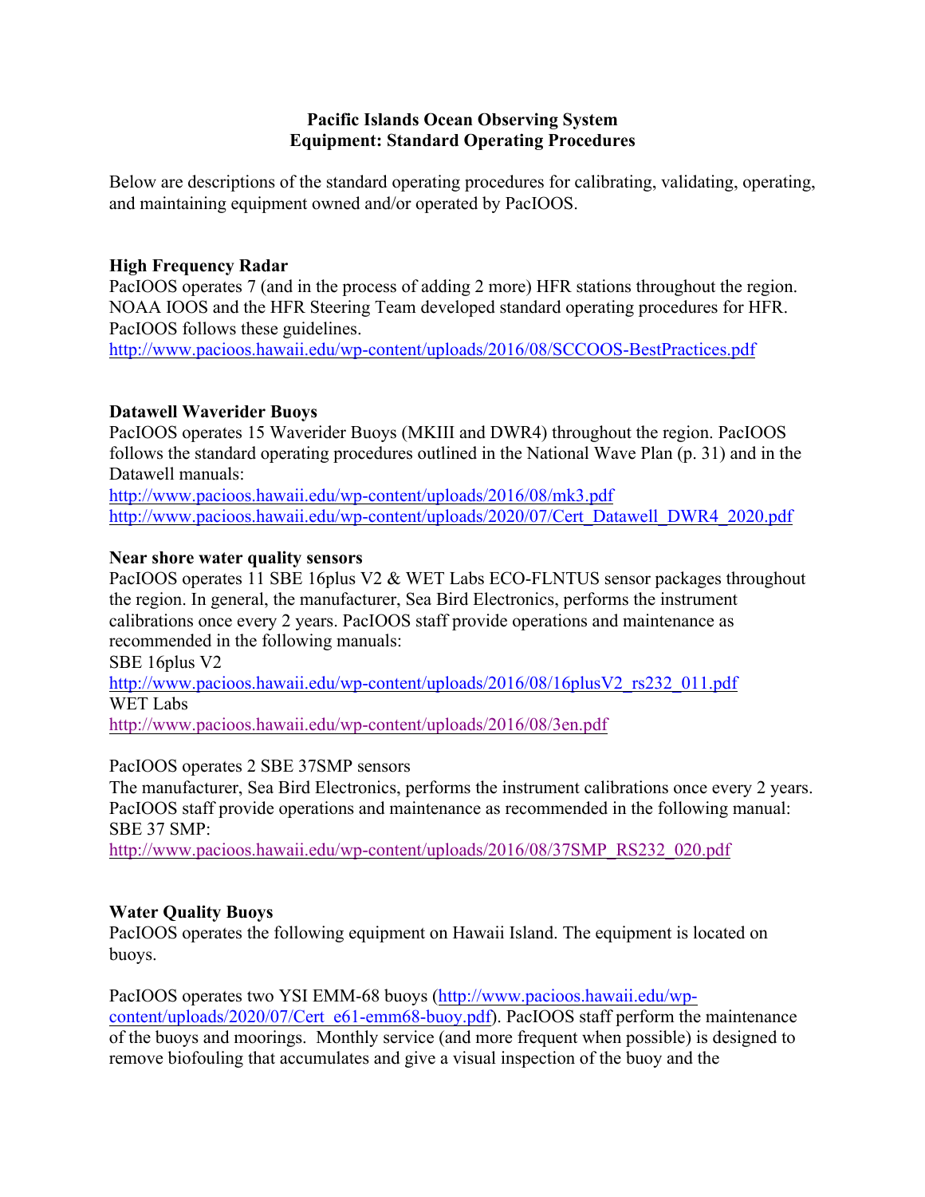# Pacific Islands Ocean Observing System
# Equipment: Standard Operating Procedures

Below are descriptions of the standard operating procedures for calibrating, validating, operating, and maintaining equipment owned and/or operated by PacIOOS.

## High Frequency Radar

PacIOOS operates 7 (and in the process of adding 2 more) HFR stations throughout the region. NOAA IOOS and the HFR Steering Team developed standard operating procedures for HFR. PacIOOS follows these guidelines.
http://www.pacioos.hawaii.edu/wp-content/uploads/2016/08/SCCOOS-BestPractices.pdf

## Datawell Waverider Buoys

PacIOOS operates 15 Waverider Buoys (MKIII and DWR4) throughout the region. PacIOOS follows the standard operating procedures outlined in the National Wave Plan (p. 31) and in the Datawell manuals:
http://www.pacioos.hawaii.edu/wp-content/uploads/2016/08/mk3.pdf
http://www.pacioos.hawaii.edu/wp-content/uploads/2020/07/Cert_Datawell_DWR4_2020.pdf

## Near shore water quality sensors

PacIOOS operates 11 SBE 16plus V2 & WET Labs ECO-FLNTUS sensor packages throughout the region. In general, the manufacturer, Sea Bird Electronics, performs the instrument calibrations once every 2 years. PacIOOS staff provide operations and maintenance as recommended in the following manuals:
SBE 16plus V2
http://www.pacioos.hawaii.edu/wp-content/uploads/2016/08/16plusV2_rs232_011.pdf
WET Labs
http://www.pacioos.hawaii.edu/wp-content/uploads/2016/08/3en.pdf

PacIOOS operates 2 SBE 37SMP sensors
The manufacturer, Sea Bird Electronics, performs the instrument calibrations once every 2 years. PacIOOS staff provide operations and maintenance as recommended in the following manual:
SBE 37 SMP:
http://www.pacioos.hawaii.edu/wp-content/uploads/2016/08/37SMP_RS232_020.pdf

## Water Quality Buoys

PacIOOS operates the following equipment on Hawaii Island. The equipment is located on buoys.

PacIOOS operates two YSI EMM-68 buoys (http://www.pacioos.hawaii.edu/wp-content/uploads/2020/07/Cert_e61-emm68-buoy.pdf). PacIOOS staff perform the maintenance of the buoys and moorings. Monthly service (and more frequent when possible) is designed to remove biofouling that accumulates and give a visual inspection of the buoy and the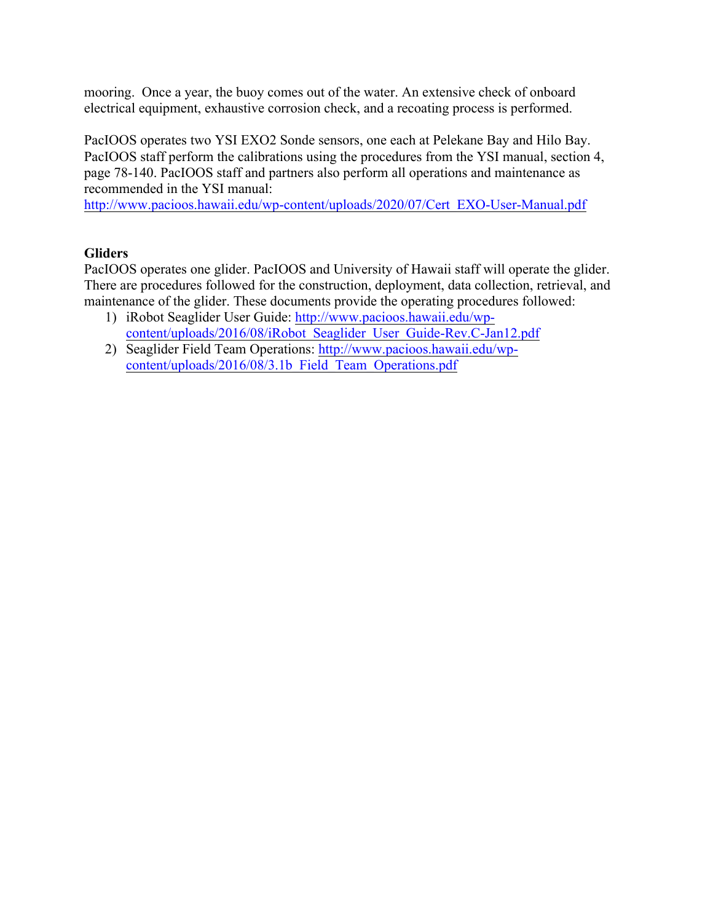mooring. Once a year, the buoy comes out of the water. An extensive check of onboard electrical equipment, exhaustive corrosion check, and a recoating process is performed.

PacIOOS operates two YSI EXO2 Sonde sensors, one each at Pelekane Bay and Hilo Bay. PacIOOS staff perform the calibrations using the procedures from the YSI manual, section 4, page 78-140. PacIOOS staff and partners also perform all operations and maintenance as recommended in the YSI manual: [http://www.pacioos.hawaii.edu/wp-content/uploads/2020/07/Cert_EXO-User-Manual.pdf](http://www.pacioos.hawaii.edu/wp-content/uploads/2020/07/Cert_EXO-User-Manual.pdf)

**Gliders**

PacIOOS operates one glider. PacIOOS and University of Hawaii staff will operate the glider. There are procedures followed for the construction, deployment, data collection, retrieval, and maintenance of the glider. These documents provide the operating procedures followed:

1) iRobot Seaglider User Guide: [http://www.pacioos.hawaii.edu/wp-content/uploads/2016/08/iRobot_Seaglider_User_Guide-Rev.C-Jan12.pdf](http://www.pacioos.hawaii.edu/wp-content/uploads/2016/08/iRobot_Seaglider_User_Guide-Rev.C-Jan12.pdf)
2) Seaglider Field Team Operations: [http://www.pacioos.hawaii.edu/wp-content/uploads/2016/08/3.1b_Field_Team_Operations.pdf](http://www.pacioos.hawaii.edu/wp-content/uploads/2016/08/3.1b_Field_Team_Operations.pdf)